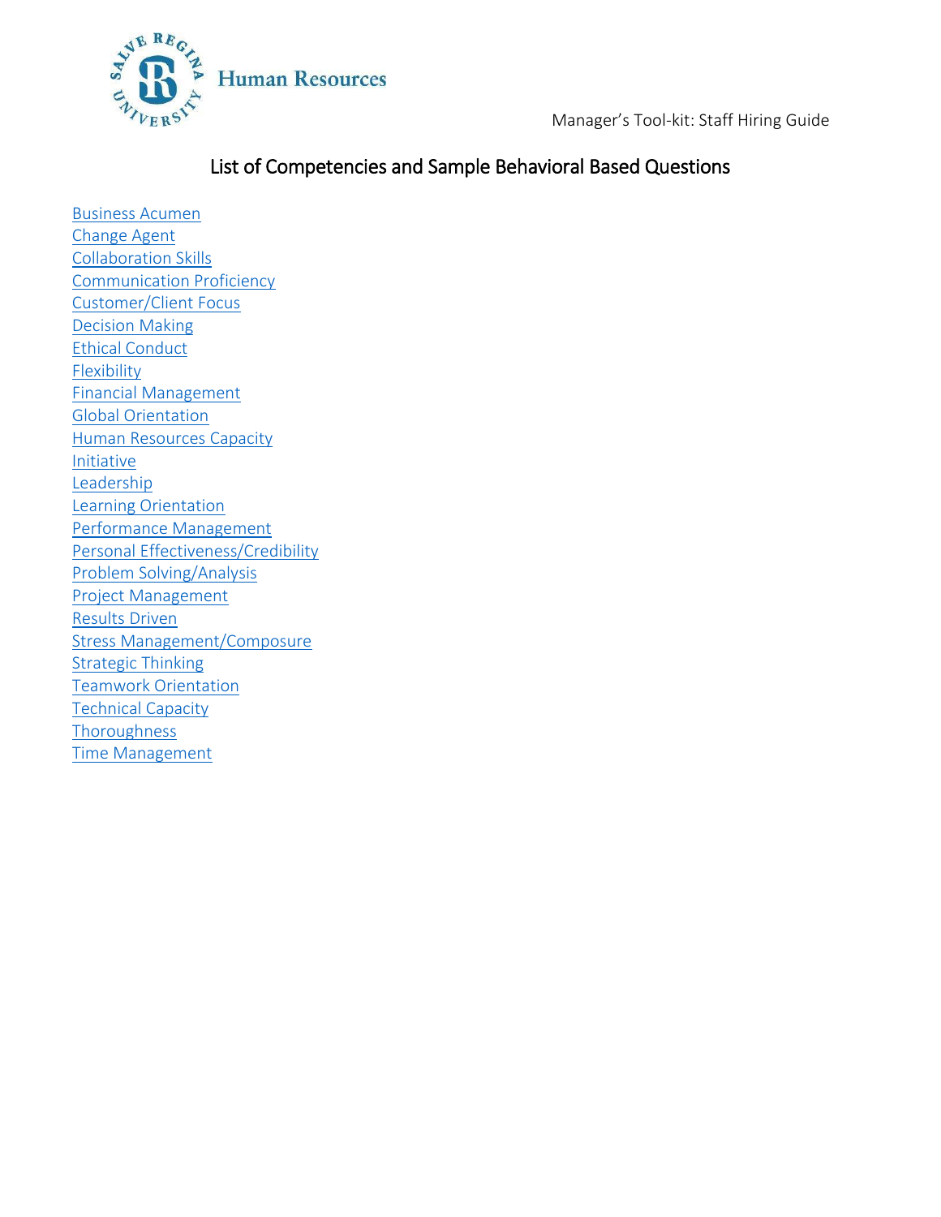Human Resources

Manager's Tool-kit: Staff Hiring Guide

# List of Competencies and Sample Behavioral Based Questions

- Business Acumen
- Change Agent
- Collaboration Skills
- Communication Proficiency
- Customer/Client Focus
- Decision Making
- Ethical Conduct
- Flexibility
- Financial Management
- Global Orientation
- Human Resources Capacity
- Initiative
- Leadership
- Learning Orientation
- Performance Management
- Personal Effectiveness/Credibility
- Problem Solving/Analysis
- Project Management
- Results Driven
- Stress Management/Composure
- Strategic Thinking
- Teamwork Orientation
- Technical Capacity
- Thoroughness
- Time Management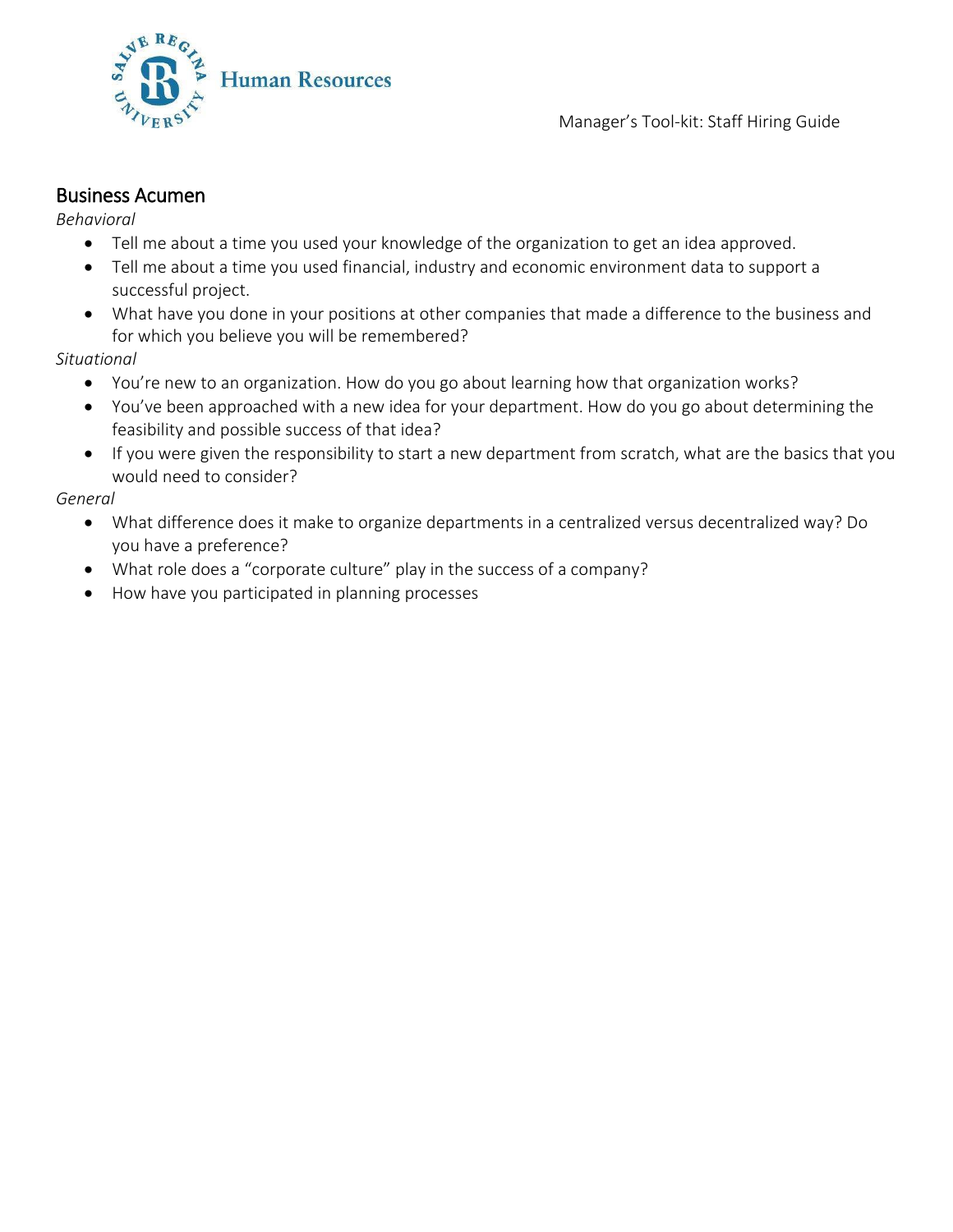## Business Acumen

*Behavioral*

- Tell me about a time you used your knowledge of the organization to get an idea approved.
- Tell me about a time you used financial, industry and economic environment data to support a successful project.
- What have you done in your positions at other companies that made a difference to the business and for which you believe you will be remembered?

*Situational*

- You're new to an organization. How do you go about learning how that organization works?
- You've been approached with a new idea for your department. How do you go about determining the feasibility and possible success of that idea?
- If you were given the responsibility to start a new department from scratch, what are the basics that you would need to consider?

*General*

- What difference does it make to organize departments in a centralized versus decentralized way? Do you have a preference?
- What role does a "corporate culture" play in the success of a company?
- How have you participated in planning processes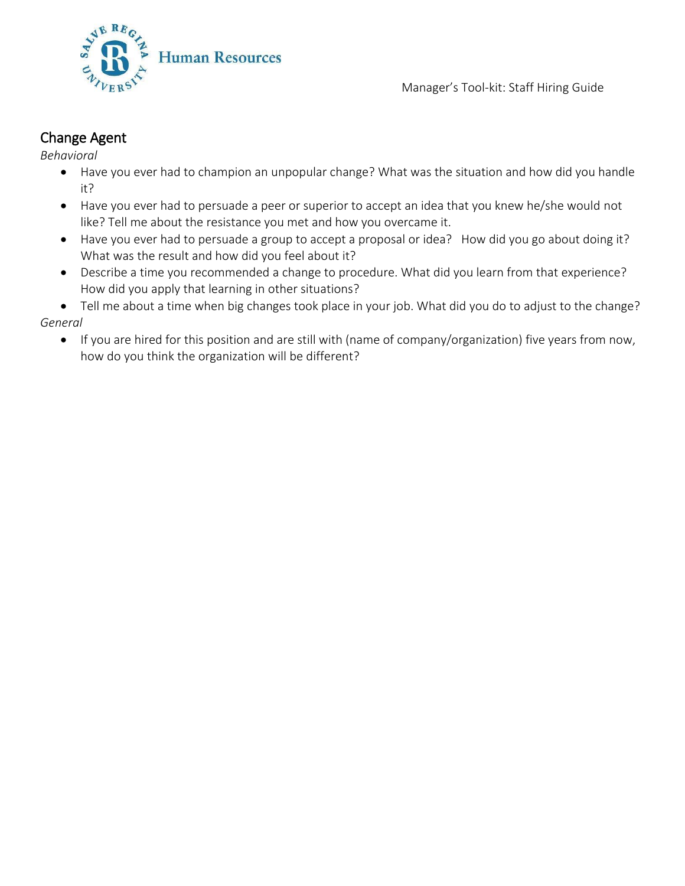## Change Agent

*Behavioral*

- Have you ever had to champion an unpopular change? What was the situation and how did you handle it?
- Have you ever had to persuade a peer or superior to accept an idea that you knew he/she would not like? Tell me about the resistance you met and how you overcame it.
- Have you ever had to persuade a group to accept a proposal or idea? How did you go about doing it? What was the result and how did you feel about it?
- Describe a time you recommended a change to procedure. What did you learn from that experience? How did you apply that learning in other situations?
- Tell me about a time when big changes took place in your job. What did you do to adjust to the change?

*General*

- If you are hired for this position and are still with (name of company/organization) five years from now, how do you think the organization will be different?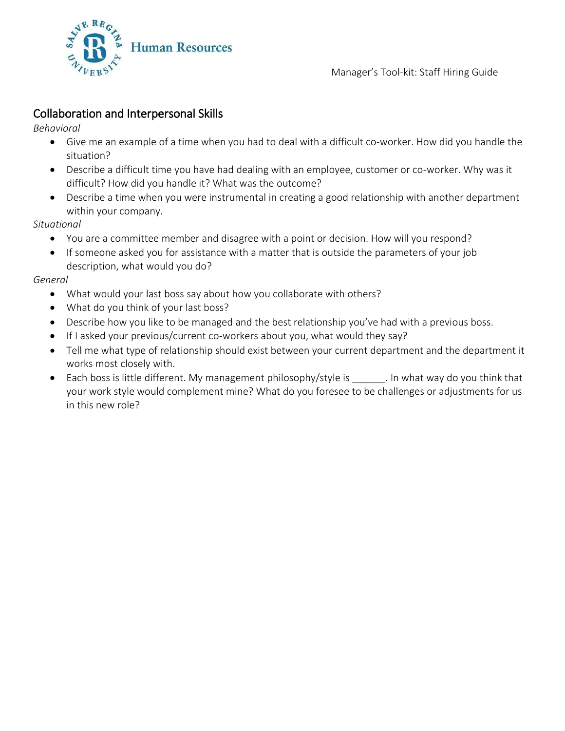## Collaboration and Interpersonal Skills

*Behavioral*

- Give me an example of a time when you had to deal with a difficult co-worker. How did you handle the situation?
- Describe a difficult time you have had dealing with an employee, customer or co-worker. Why was it difficult? How did you handle it? What was the outcome?
- Describe a time when you were instrumental in creating a good relationship with another department within your company.

*Situational*

- You are a committee member and disagree with a point or decision. How will you respond?
- If someone asked you for assistance with a matter that is outside the parameters of your job description, what would you do?

*General*

- What would your last boss say about how you collaborate with others?
- What do you think of your last boss?
- Describe how you like to be managed and the best relationship you've had with a previous boss.
- If I asked your previous/current co-workers about you, what would they say?
- Tell me what type of relationship should exist between your current department and the department it works most closely with.
- Each boss is little different. My management philosophy/style is ______. In what way do you think that your work style would complement mine? What do you foresee to be challenges or adjustments for us in this new role?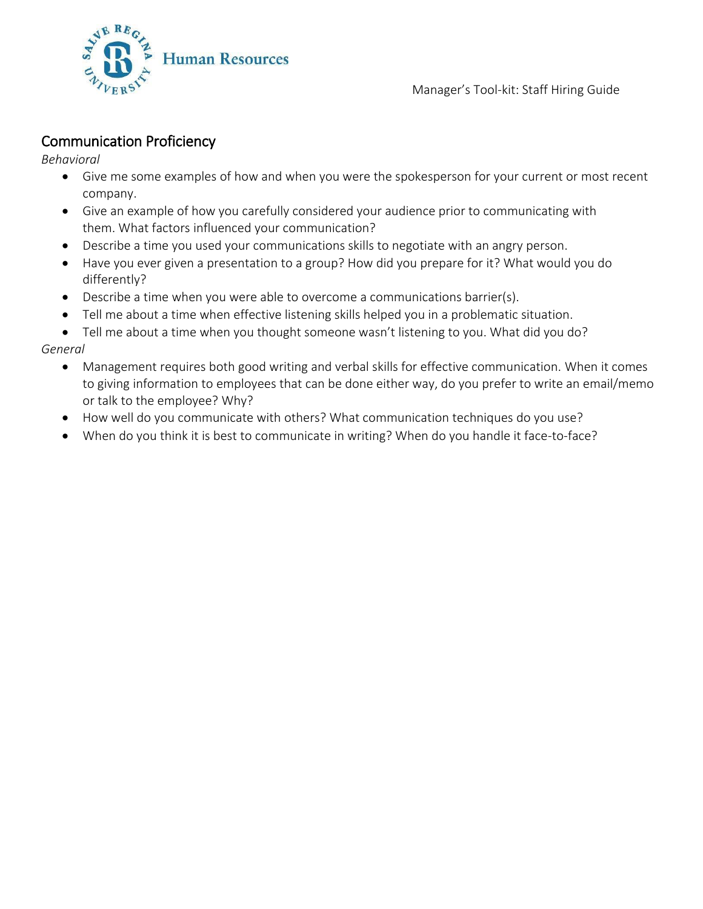## Communication Proficiency

*Behavioral*

- Give me some examples of how and when you were the spokesperson for your current or most recent company.
- Give an example of how you carefully considered your audience prior to communicating with them. What factors influenced your communication?
- Describe a time you used your communications skills to negotiate with an angry person.
- Have you ever given a presentation to a group? How did you prepare for it? What would you do differently?
- Describe a time when you were able to overcome a communications barrier(s).
- Tell me about a time when effective listening skills helped you in a problematic situation.
- Tell me about a time when you thought someone wasn't listening to you. What did you do?

*General*

- Management requires both good writing and verbal skills for effective communication. When it comes to giving information to employees that can be done either way, do you prefer to write an email/memo or talk to the employee? Why?
- How well do you communicate with others? What communication techniques do you use?
- When do you think it is best to communicate in writing? When do you handle it face-to-face?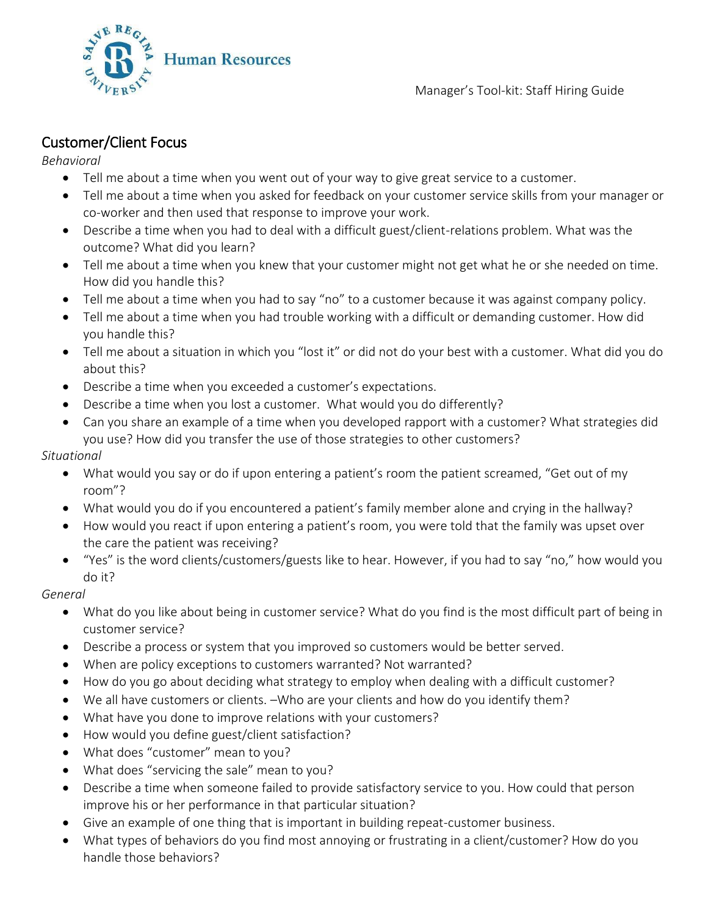## Customer/Client Focus

*Behavioral*

- Tell me about a time when you went out of your way to give great service to a customer.
- Tell me about a time when you asked for feedback on your customer service skills from your manager or co-worker and then used that response to improve your work.
- Describe a time when you had to deal with a difficult guest/client-relations problem. What was the outcome? What did you learn?
- Tell me about a time when you knew that your customer might not get what he or she needed on time. How did you handle this?
- Tell me about a time when you had to say "no" to a customer because it was against company policy.
- Tell me about a time when you had trouble working with a difficult or demanding customer. How did you handle this?
- Tell me about a situation in which you "lost it" or did not do your best with a customer. What did you do about this?
- Describe a time when you exceeded a customer's expectations.
- Describe a time when you lost a customer. What would you do differently?
- Can you share an example of a time when you developed rapport with a customer? What strategies did you use? How did you transfer the use of those strategies to other customers?

*Situational*

- What would you say or do if upon entering a patient's room the patient screamed, "Get out of my room"?
- What would you do if you encountered a patient's family member alone and crying in the hallway?
- How would you react if upon entering a patient's room, you were told that the family was upset over the care the patient was receiving?
- "Yes" is the word clients/customers/guests like to hear. However, if you had to say "no," how would you do it?

*General*

- What do you like about being in customer service? What do you find is the most difficult part of being in customer service?
- Describe a process or system that you improved so customers would be better served.
- When are policy exceptions to customers warranted? Not warranted?
- How do you go about deciding what strategy to employ when dealing with a difficult customer?
- We all have customers or clients. –Who are your clients and how do you identify them?
- What have you done to improve relations with your customers?
- How would you define guest/client satisfaction?
- What does "customer" mean to you?
- What does "servicing the sale" mean to you?
- Describe a time when someone failed to provide satisfactory service to you. How could that person improve his or her performance in that particular situation?
- Give an example of one thing that is important in building repeat-customer business.
- What types of behaviors do you find most annoying or frustrating in a client/customer? How do you handle those behaviors?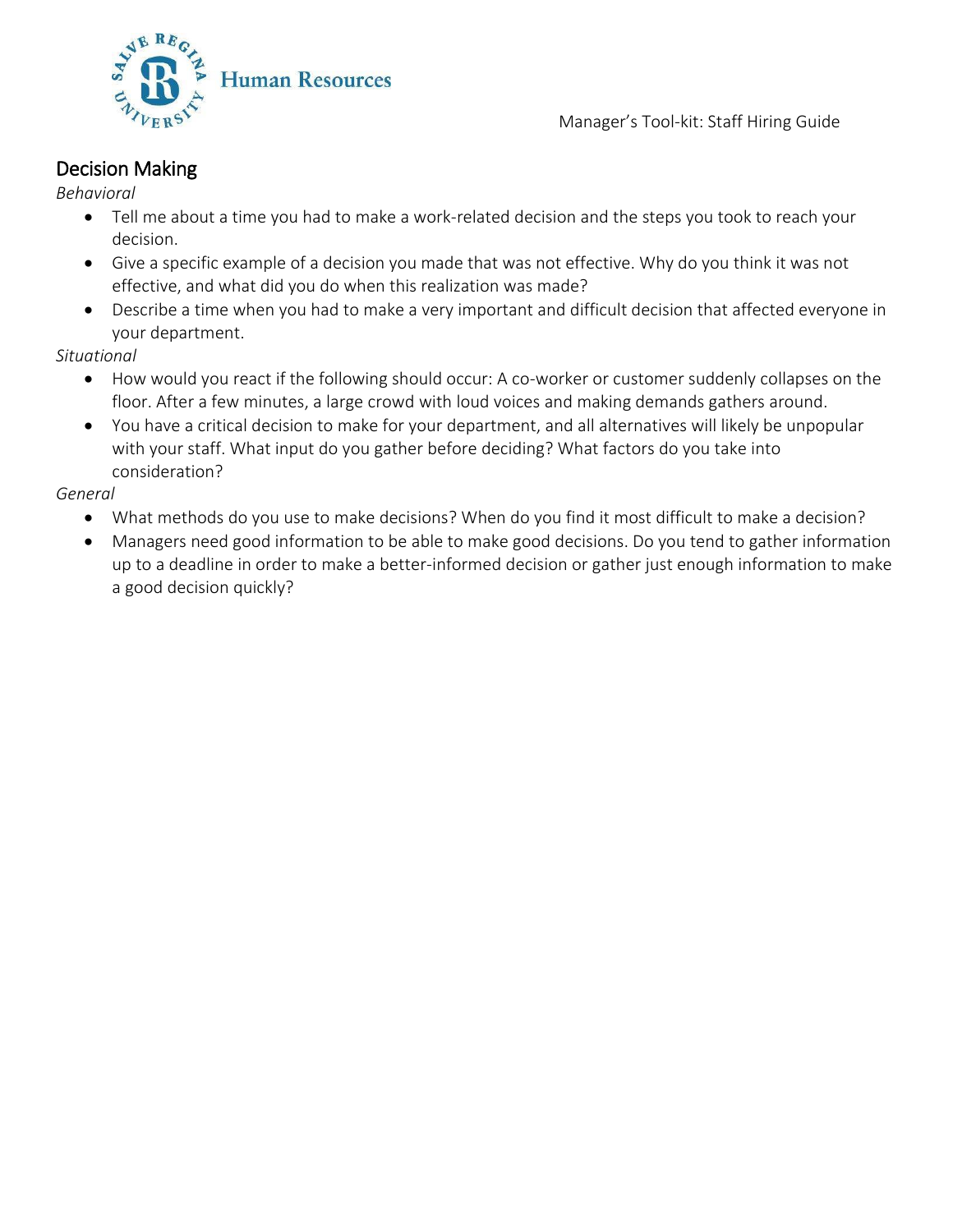## Decision Making

*Behavioral*

- Tell me about a time you had to make a work-related decision and the steps you took to reach your decision.
- Give a specific example of a decision you made that was not effective. Why do you think it was not effective, and what did you do when this realization was made?
- Describe a time when you had to make a very important and difficult decision that affected everyone in your department.

*Situational*

- How would you react if the following should occur: A co-worker or customer suddenly collapses on the floor. After a few minutes, a large crowd with loud voices and making demands gathers around.
- You have a critical decision to make for your department, and all alternatives will likely be unpopular with your staff. What input do you gather before deciding? What factors do you take into consideration?

*General*

- What methods do you use to make decisions? When do you find it most difficult to make a decision?
- Managers need good information to be able to make good decisions. Do you tend to gather information up to a deadline in order to make a better-informed decision or gather just enough information to make a good decision quickly?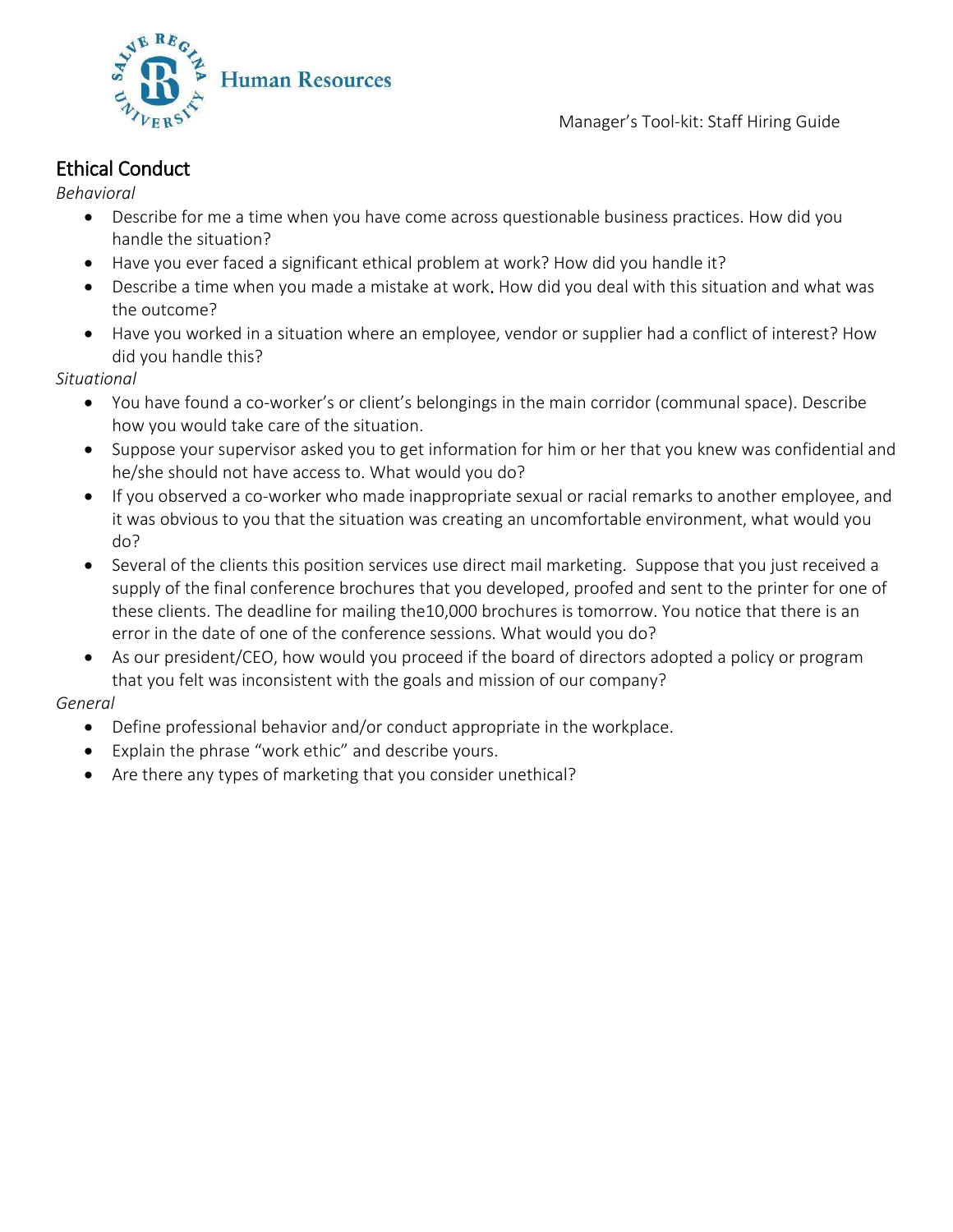## Ethical Conduct

*Behavioral*

- Describe for me a time when you have come across questionable business practices. How did you handle the situation?
- Have you ever faced a significant ethical problem at work? How did you handle it?
- Describe a time when you made a mistake at work. How did you deal with this situation and what was the outcome?
- Have you worked in a situation where an employee, vendor or supplier had a conflict of interest? How did you handle this?

*Situational*

- You have found a co-worker's or client's belongings in the main corridor (communal space). Describe how you would take care of the situation.
- Suppose your supervisor asked you to get information for him or her that you knew was confidential and he/she should not have access to. What would you do?
- If you observed a co-worker who made inappropriate sexual or racial remarks to another employee, and it was obvious to you that the situation was creating an uncomfortable environment, what would you do?
- Several of the clients this position services use direct mail marketing. Suppose that you just received a supply of the final conference brochures that you developed, proofed and sent to the printer for one of these clients. The deadline for mailing the10,000 brochures is tomorrow. You notice that there is an error in the date of one of the conference sessions. What would you do?
- As our president/CEO, how would you proceed if the board of directors adopted a policy or program that you felt was inconsistent with the goals and mission of our company?

*General*

- Define professional behavior and/or conduct appropriate in the workplace.
- Explain the phrase "work ethic" and describe yours.
- Are there any types of marketing that you consider unethical?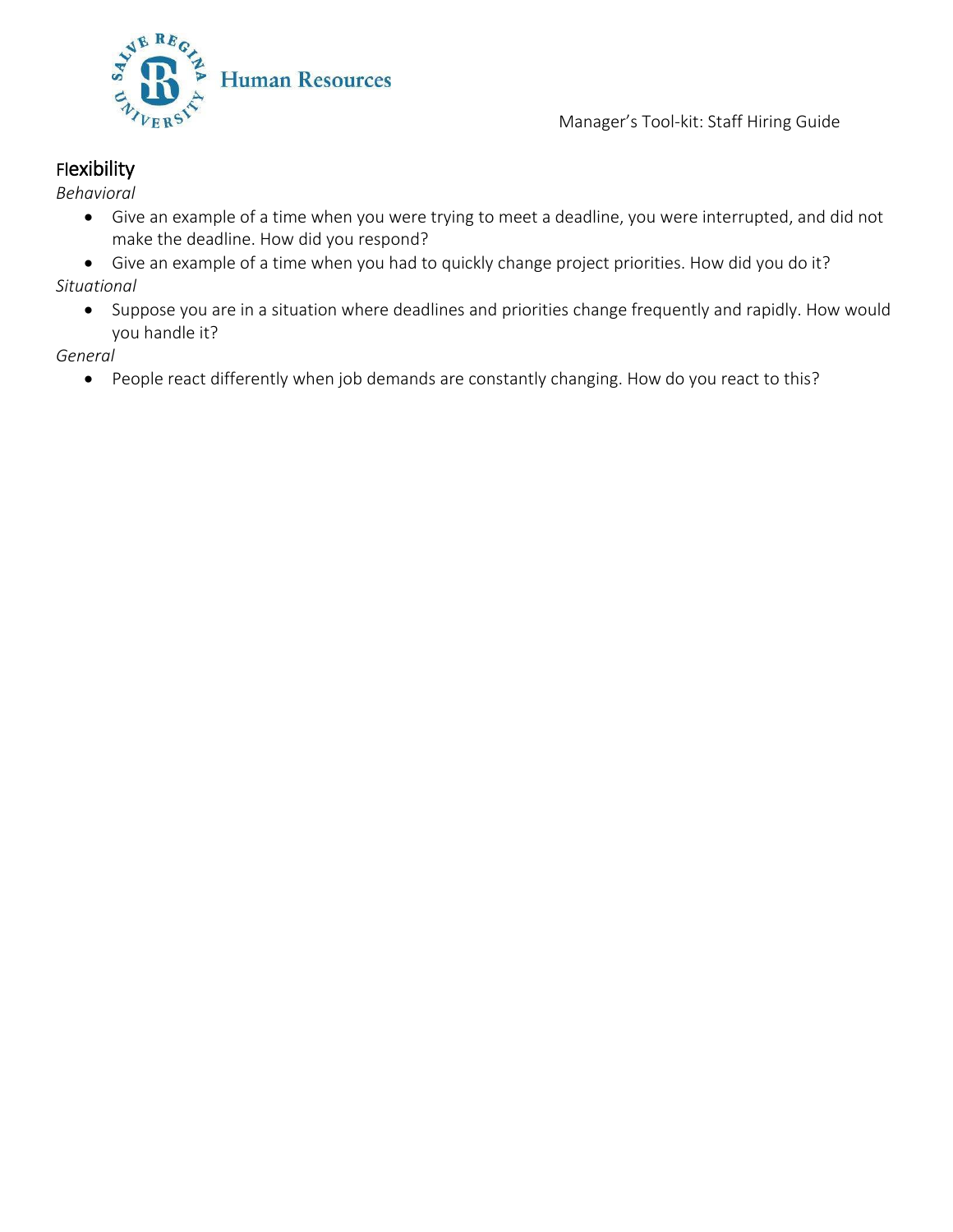## Flexibility

*Behavioral*

- Give an example of a time when you were trying to meet a deadline, you were interrupted, and did not make the deadline. How did you respond?
- Give an example of a time when you had to quickly change project priorities. How did you do it?

*Situational*

- Suppose you are in a situation where deadlines and priorities change frequently and rapidly. How would you handle it?

*General*

- People react differently when job demands are constantly changing. How do you react to this?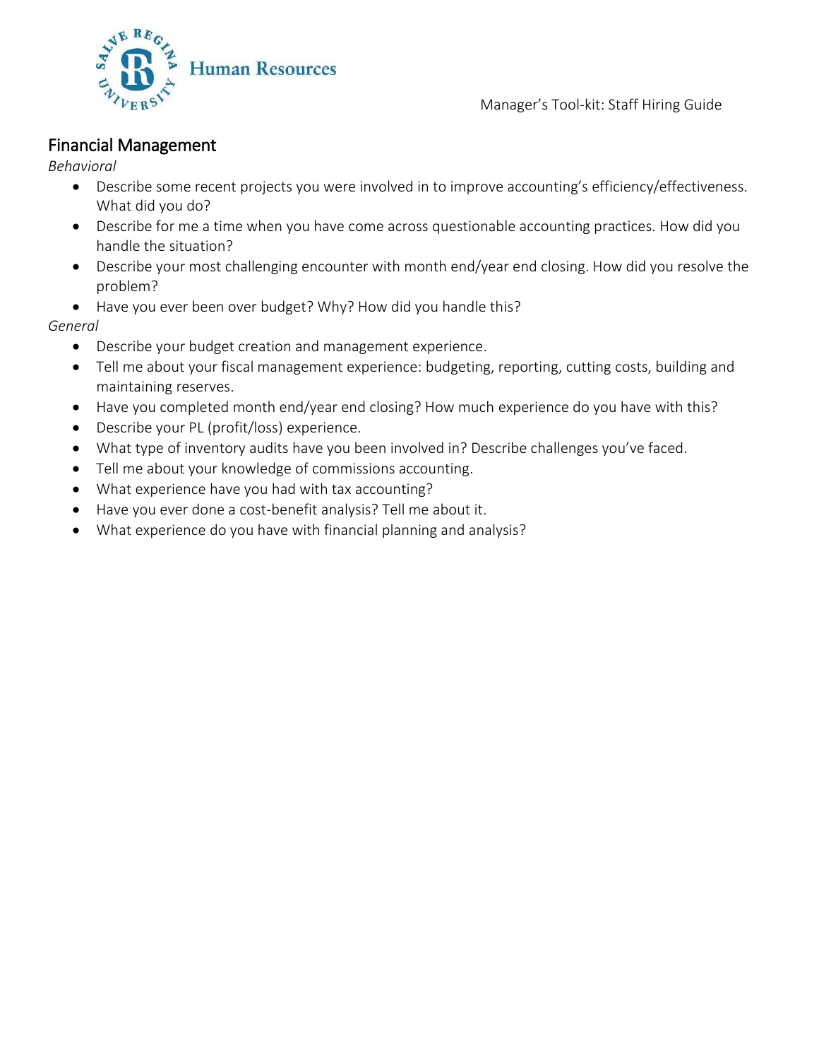## Financial Management

*Behavioral*

- Describe some recent projects you were involved in to improve accounting's efficiency/effectiveness. What did you do?
- Describe for me a time when you have come across questionable accounting practices. How did you handle the situation?
- Describe your most challenging encounter with month end/year end closing. How did you resolve the problem?
- Have you ever been over budget? Why? How did you handle this?

*General*

- Describe your budget creation and management experience.
- Tell me about your fiscal management experience: budgeting, reporting, cutting costs, building and maintaining reserves.
- Have you completed month end/year end closing? How much experience do you have with this?
- Describe your PL (profit/loss) experience.
- What type of inventory audits have you been involved in? Describe challenges you've faced.
- Tell me about your knowledge of commissions accounting.
- What experience have you had with tax accounting?
- Have you ever done a cost-benefit analysis? Tell me about it.
- What experience do you have with financial planning and analysis?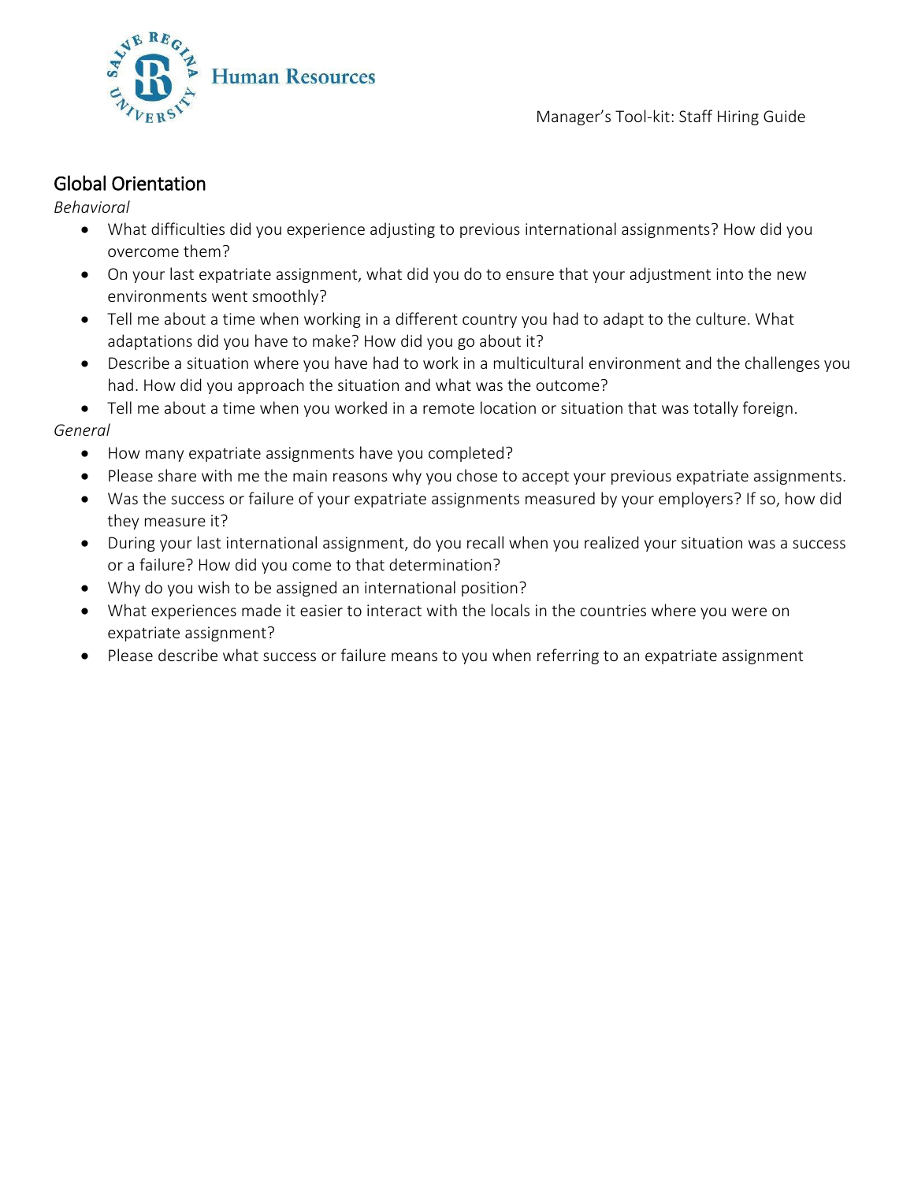## Global Orientation

*Behavioral*

- What difficulties did you experience adjusting to previous international assignments? How did you overcome them?
- On your last expatriate assignment, what did you do to ensure that your adjustment into the new environments went smoothly?
- Tell me about a time when working in a different country you had to adapt to the culture. What adaptations did you have to make? How did you go about it?
- Describe a situation where you have had to work in a multicultural environment and the challenges you had. How did you approach the situation and what was the outcome?
- Tell me about a time when you worked in a remote location or situation that was totally foreign.

*General*

- How many expatriate assignments have you completed?
- Please share with me the main reasons why you chose to accept your previous expatriate assignments.
- Was the success or failure of your expatriate assignments measured by your employers? If so, how did they measure it?
- During your last international assignment, do you recall when you realized your situation was a success or a failure? How did you come to that determination?
- Why do you wish to be assigned an international position?
- What experiences made it easier to interact with the locals in the countries where you were on expatriate assignment?
- Please describe what success or failure means to you when referring to an expatriate assignment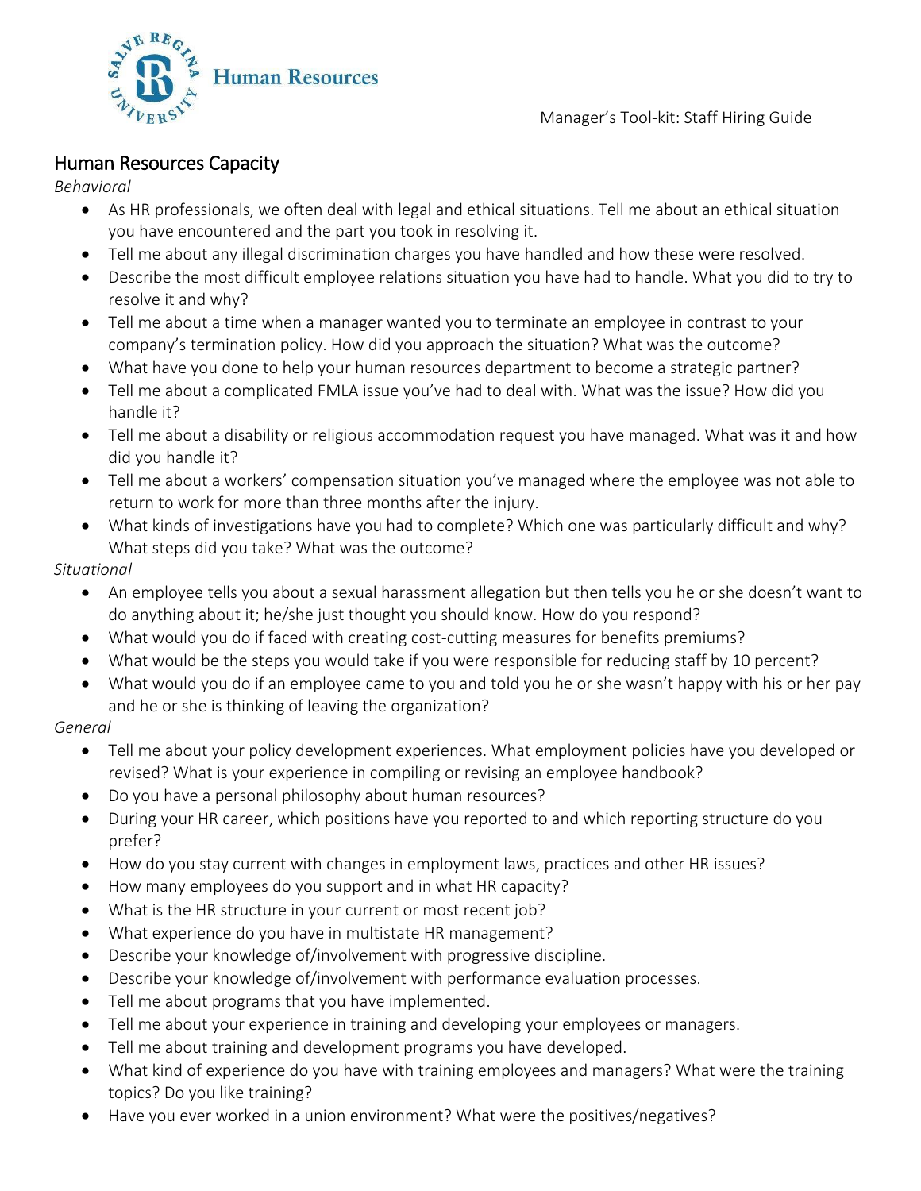## Human Resources Capacity

*Behavioral*

- As HR professionals, we often deal with legal and ethical situations. Tell me about an ethical situation you have encountered and the part you took in resolving it.
- Tell me about any illegal discrimination charges you have handled and how these were resolved.
- Describe the most difficult employee relations situation you have had to handle. What you did to try to resolve it and why?
- Tell me about a time when a manager wanted you to terminate an employee in contrast to your company's termination policy. How did you approach the situation? What was the outcome?
- What have you done to help your human resources department to become a strategic partner?
- Tell me about a complicated FMLA issue you've had to deal with. What was the issue? How did you handle it?
- Tell me about a disability or religious accommodation request you have managed. What was it and how did you handle it?
- Tell me about a workers' compensation situation you've managed where the employee was not able to return to work for more than three months after the injury.
- What kinds of investigations have you had to complete? Which one was particularly difficult and why? What steps did you take? What was the outcome?

*Situational*

- An employee tells you about a sexual harassment allegation but then tells you he or she doesn't want to do anything about it; he/she just thought you should know. How do you respond?
- What would you do if faced with creating cost-cutting measures for benefits premiums?
- What would be the steps you would take if you were responsible for reducing staff by 10 percent?
- What would you do if an employee came to you and told you he or she wasn't happy with his or her pay and he or she is thinking of leaving the organization?

*General*

- Tell me about your policy development experiences. What employment policies have you developed or revised? What is your experience in compiling or revising an employee handbook?
- Do you have a personal philosophy about human resources?
- During your HR career, which positions have you reported to and which reporting structure do you prefer?
- How do you stay current with changes in employment laws, practices and other HR issues?
- How many employees do you support and in what HR capacity?
- What is the HR structure in your current or most recent job?
- What experience do you have in multistate HR management?
- Describe your knowledge of/involvement with progressive discipline.
- Describe your knowledge of/involvement with performance evaluation processes.
- Tell me about programs that you have implemented.
- Tell me about your experience in training and developing your employees or managers.
- Tell me about training and development programs you have developed.
- What kind of experience do you have with training employees and managers? What were the training topics? Do you like training?
- Have you ever worked in a union environment? What were the positives/negatives?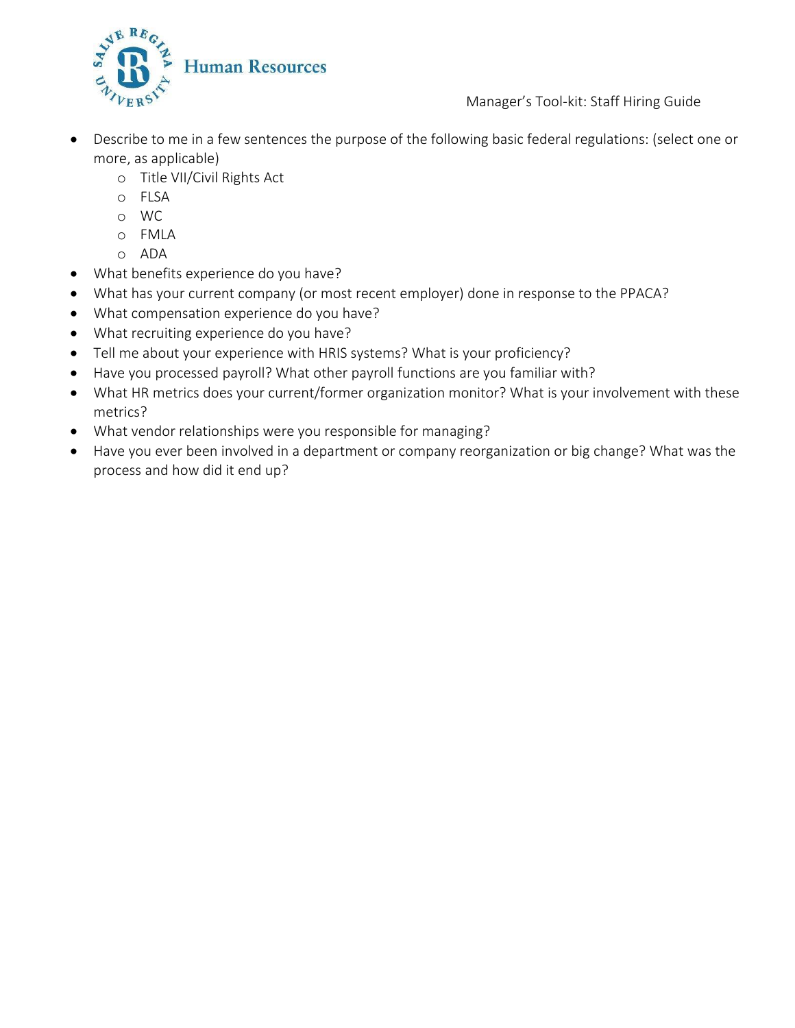- Describe to me in a few sentences the purpose of the following basic federal regulations: (select one or more, as applicable)
  - Title VII/Civil Rights Act
  - FLSA
  - WC
  - FMLA
  - ADA
- What benefits experience do you have?
- What has your current company (or most recent employer) done in response to the PPACA?
- What compensation experience do you have?
- What recruiting experience do you have?
- Tell me about your experience with HRIS systems? What is your proficiency?
- Have you processed payroll? What other payroll functions are you familiar with?
- What HR metrics does your current/former organization monitor? What is your involvement with these metrics?
- What vendor relationships were you responsible for managing?
- Have you ever been involved in a department or company reorganization or big change? What was the process and how did it end up?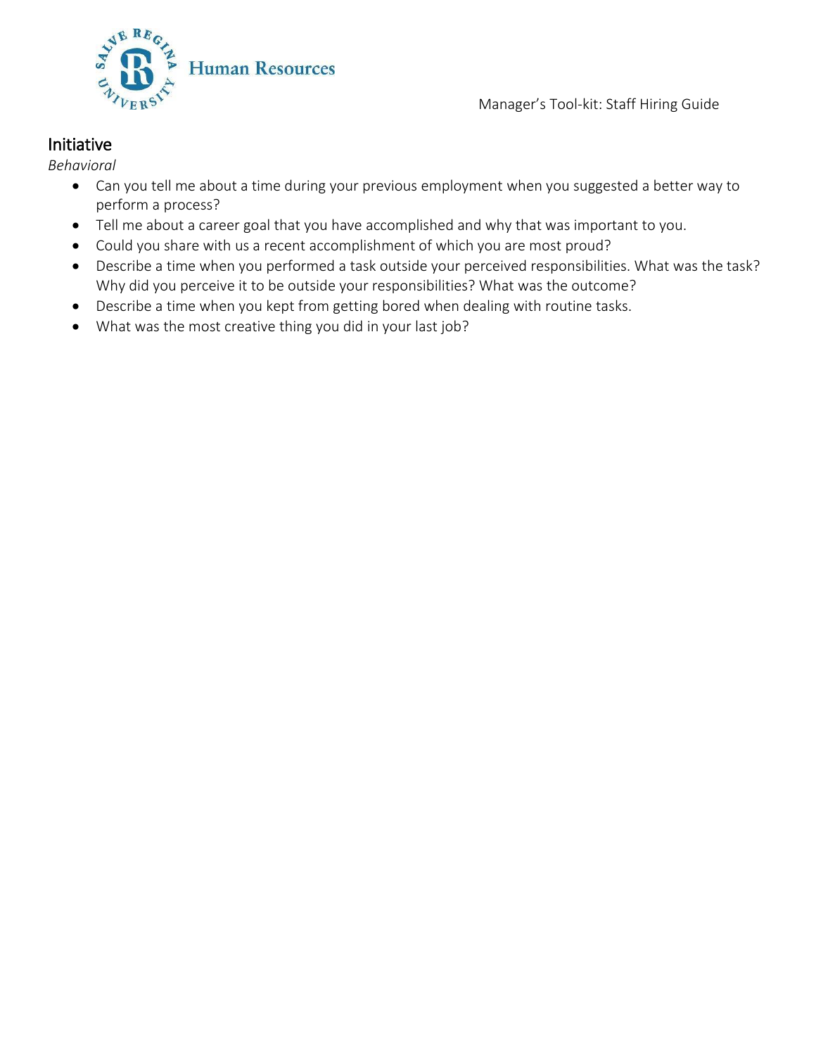## Initiative

*Behavioral*

- Can you tell me about a time during your previous employment when you suggested a better way to perform a process?
- Tell me about a career goal that you have accomplished and why that was important to you.
- Could you share with us a recent accomplishment of which you are most proud?
- Describe a time when you performed a task outside your perceived responsibilities. What was the task? Why did you perceive it to be outside your responsibilities? What was the outcome?
- Describe a time when you kept from getting bored when dealing with routine tasks.
- What was the most creative thing you did in your last job?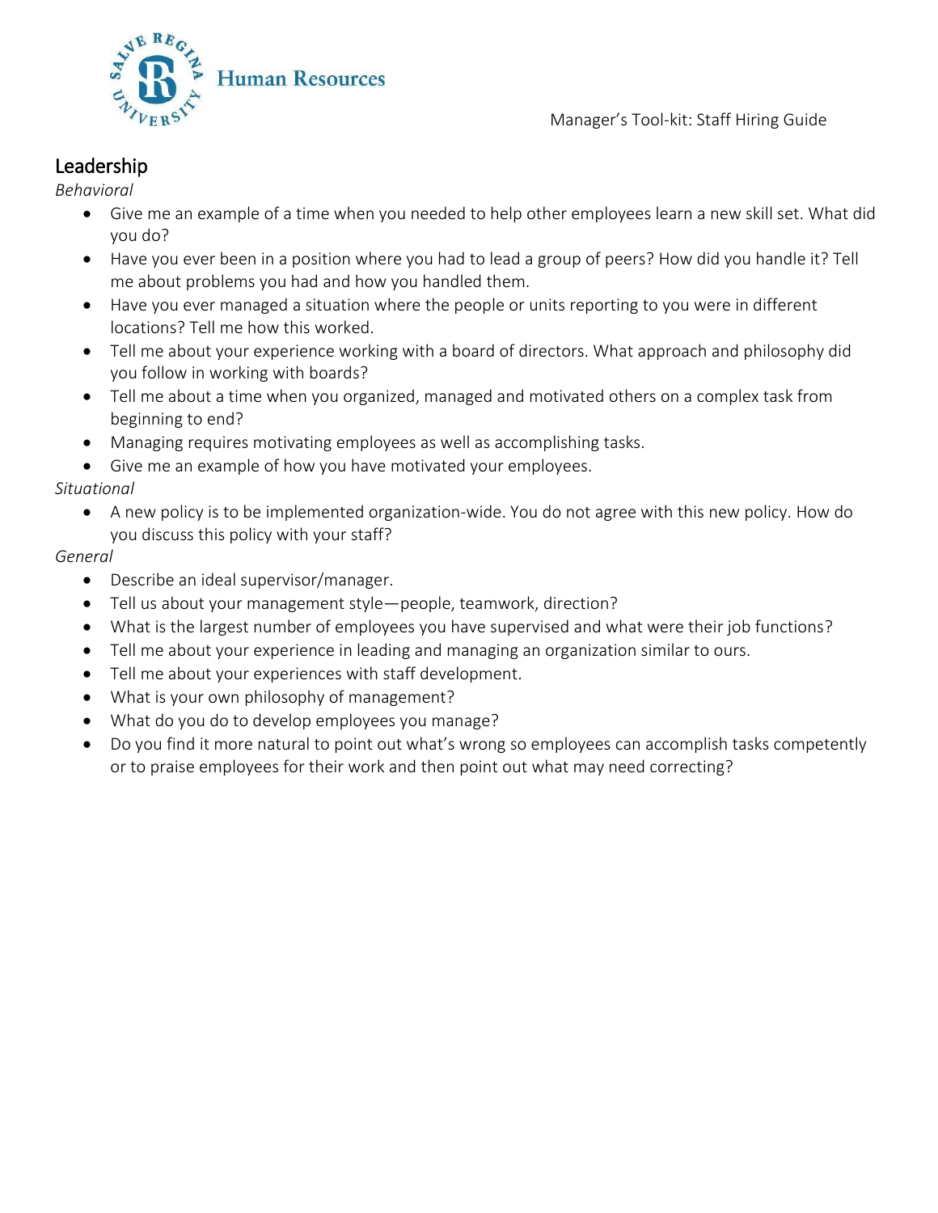## Leadership

*Behavioral*

- Give me an example of a time when you needed to help other employees learn a new skill set. What did you do?
- Have you ever been in a position where you had to lead a group of peers? How did you handle it? Tell me about problems you had and how you handled them.
- Have you ever managed a situation where the people or units reporting to you were in different locations? Tell me how this worked.
- Tell me about your experience working with a board of directors. What approach and philosophy did you follow in working with boards?
- Tell me about a time when you organized, managed and motivated others on a complex task from beginning to end?
- Managing requires motivating employees as well as accomplishing tasks.
- Give me an example of how you have motivated your employees.

*Situational*

- A new policy is to be implemented organization-wide. You do not agree with this new policy. How do you discuss this policy with your staff?

*General*

- Describe an ideal supervisor/manager.
- Tell us about your management style—people, teamwork, direction?
- What is the largest number of employees you have supervised and what were their job functions?
- Tell me about your experience in leading and managing an organization similar to ours.
- Tell me about your experiences with staff development.
- What is your own philosophy of management?
- What do you do to develop employees you manage?
- Do you find it more natural to point out what's wrong so employees can accomplish tasks competently or to praise employees for their work and then point out what may need correcting?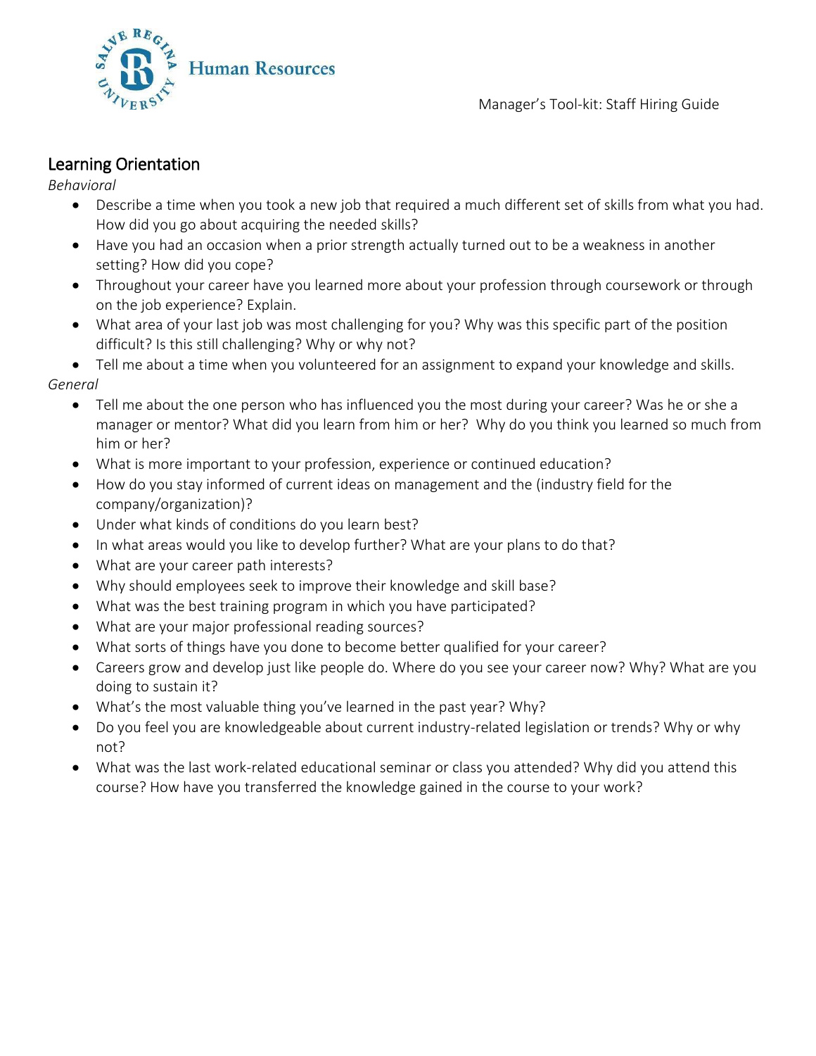## Learning Orientation

*Behavioral*

- Describe a time when you took a new job that required a much different set of skills from what you had. How did you go about acquiring the needed skills?
- Have you had an occasion when a prior strength actually turned out to be a weakness in another setting? How did you cope?
- Throughout your career have you learned more about your profession through coursework or through on the job experience? Explain.
- What area of your last job was most challenging for you? Why was this specific part of the position difficult? Is this still challenging? Why or why not?
- Tell me about a time when you volunteered for an assignment to expand your knowledge and skills.

*General*

- Tell me about the one person who has influenced you the most during your career? Was he or she a manager or mentor? What did you learn from him or her? Why do you think you learned so much from him or her?
- What is more important to your profession, experience or continued education?
- How do you stay informed of current ideas on management and the (industry field for the company/organization)?
- Under what kinds of conditions do you learn best?
- In what areas would you like to develop further? What are your plans to do that?
- What are your career path interests?
- Why should employees seek to improve their knowledge and skill base?
- What was the best training program in which you have participated?
- What are your major professional reading sources?
- What sorts of things have you done to become better qualified for your career?
- Careers grow and develop just like people do. Where do you see your career now? Why? What are you doing to sustain it?
- What's the most valuable thing you've learned in the past year? Why?
- Do you feel you are knowledgeable about current industry-related legislation or trends? Why or why not?
- What was the last work-related educational seminar or class you attended? Why did you attend this course? How have you transferred the knowledge gained in the course to your work?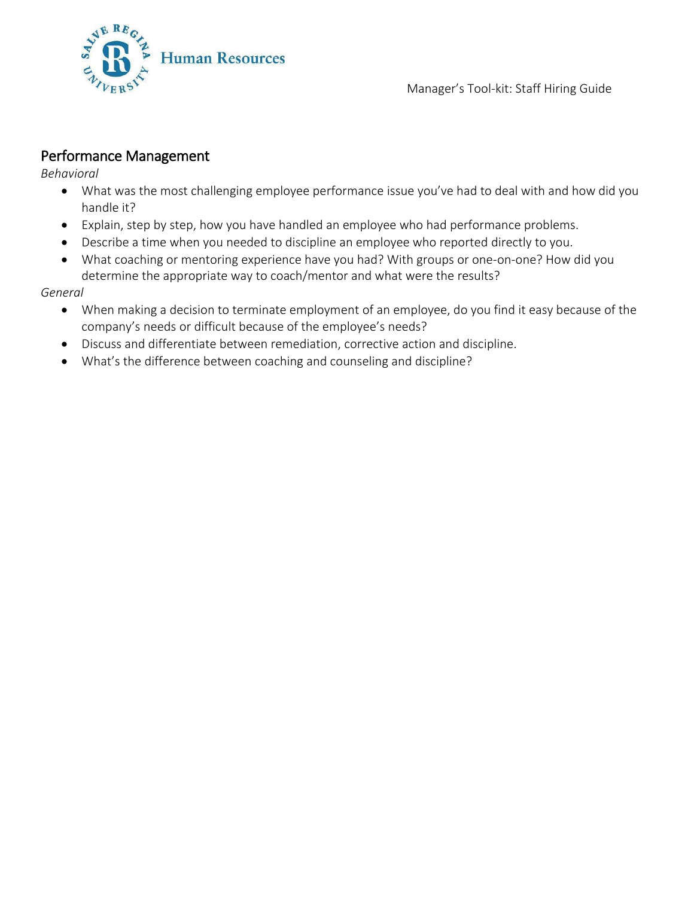## Performance Management

*Behavioral*

- What was the most challenging employee performance issue you've had to deal with and how did you handle it?
- Explain, step by step, how you have handled an employee who had performance problems.
- Describe a time when you needed to discipline an employee who reported directly to you.
- What coaching or mentoring experience have you had? With groups or one-on-one? How did you determine the appropriate way to coach/mentor and what were the results?

*General*

- When making a decision to terminate employment of an employee, do you find it easy because of the company's needs or difficult because of the employee's needs?
- Discuss and differentiate between remediation, corrective action and discipline.
- What's the difference between coaching and counseling and discipline?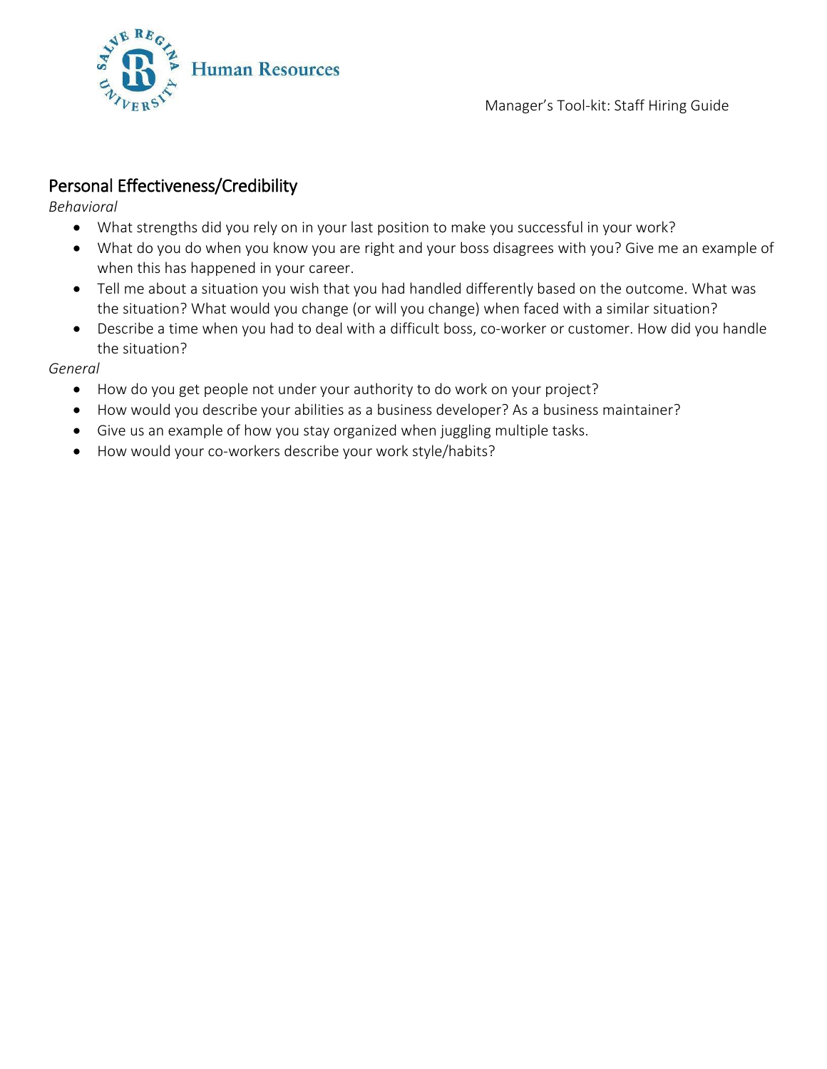## Personal Effectiveness/Credibility

*Behavioral*

- What strengths did you rely on in your last position to make you successful in your work?
- What do you do when you know you are right and your boss disagrees with you? Give me an example of when this has happened in your career.
- Tell me about a situation you wish that you had handled differently based on the outcome. What was the situation? What would you change (or will you change) when faced with a similar situation?
- Describe a time when you had to deal with a difficult boss, co-worker or customer. How did you handle the situation?

*General*

- How do you get people not under your authority to do work on your project?
- How would you describe your abilities as a business developer? As a business maintainer?
- Give us an example of how you stay organized when juggling multiple tasks.
- How would your co-workers describe your work style/habits?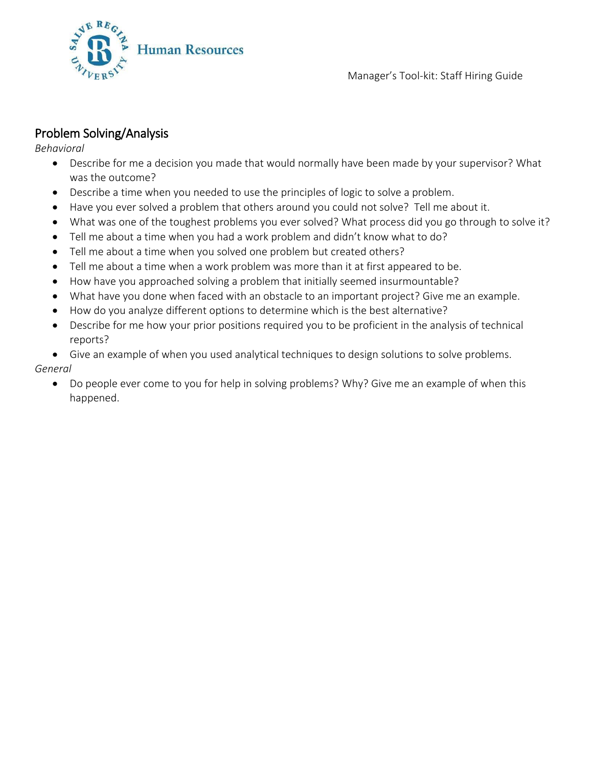## Problem Solving/Analysis

*Behavioral*

- Describe for me a decision you made that would normally have been made by your supervisor? What was the outcome?
- Describe a time when you needed to use the principles of logic to solve a problem.
- Have you ever solved a problem that others around you could not solve? Tell me about it.
- What was one of the toughest problems you ever solved? What process did you go through to solve it?
- Tell me about a time when you had a work problem and didn't know what to do?
- Tell me about a time when you solved one problem but created others?
- Tell me about a time when a work problem was more than it at first appeared to be.
- How have you approached solving a problem that initially seemed insurmountable?
- What have you done when faced with an obstacle to an important project? Give me an example.
- How do you analyze different options to determine which is the best alternative?
- Describe for me how your prior positions required you to be proficient in the analysis of technical reports?
- Give an example of when you used analytical techniques to design solutions to solve problems.

*General*

- Do people ever come to you for help in solving problems? Why? Give me an example of when this happened.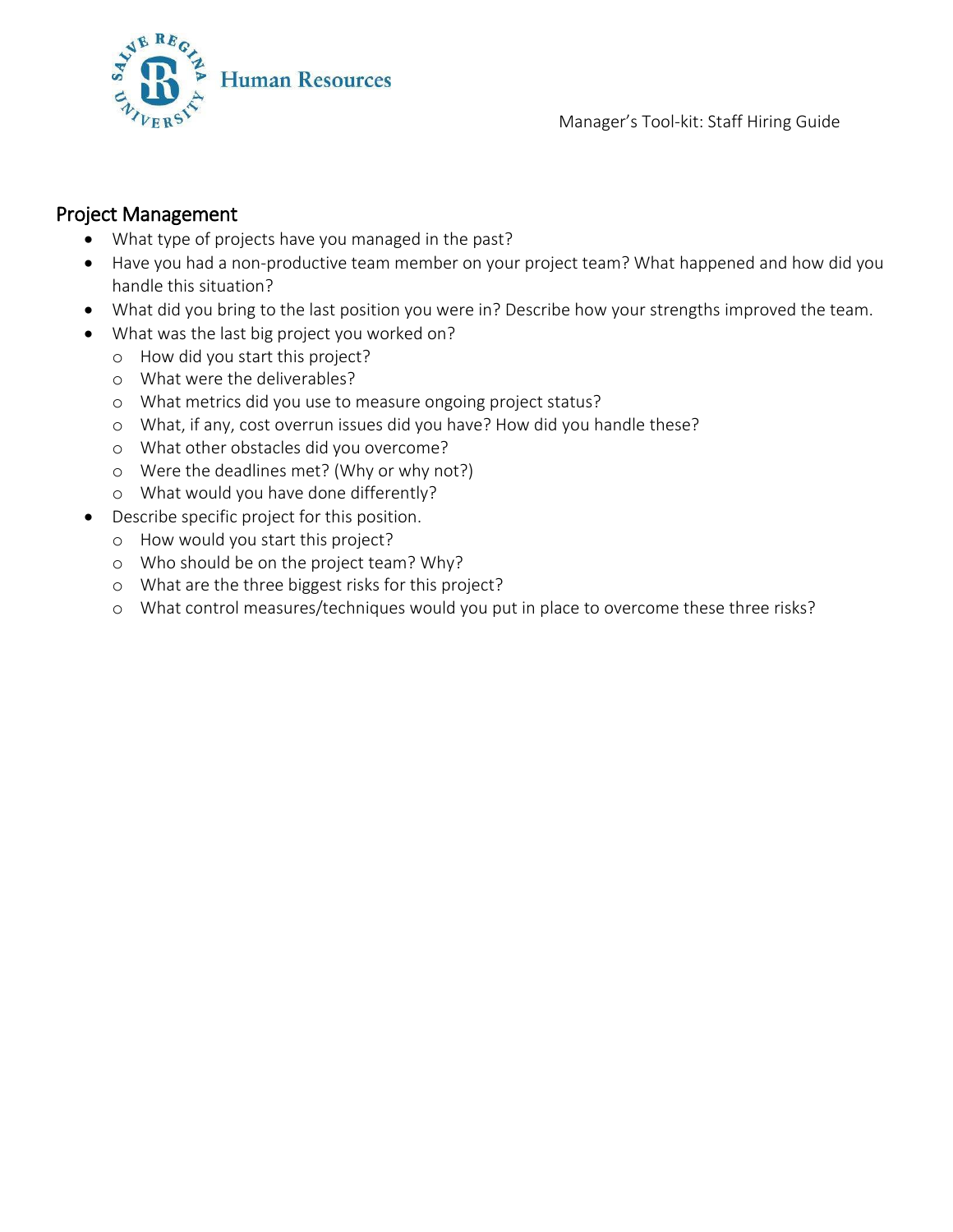## Project Management

- What type of projects have you managed in the past?
- Have you had a non-productive team member on your project team? What happened and how did you handle this situation?
- What did you bring to the last position you were in? Describe how your strengths improved the team.
- What was the last big project you worked on?
  - How did you start this project?
  - What were the deliverables?
  - What metrics did you use to measure ongoing project status?
  - What, if any, cost overrun issues did you have? How did you handle these?
  - What other obstacles did you overcome?
  - Were the deadlines met? (Why or why not?)
  - What would you have done differently?
- Describe specific project for this position.
  - How would you start this project?
  - Who should be on the project team? Why?
  - What are the three biggest risks for this project?
  - What control measures/techniques would you put in place to overcome these three risks?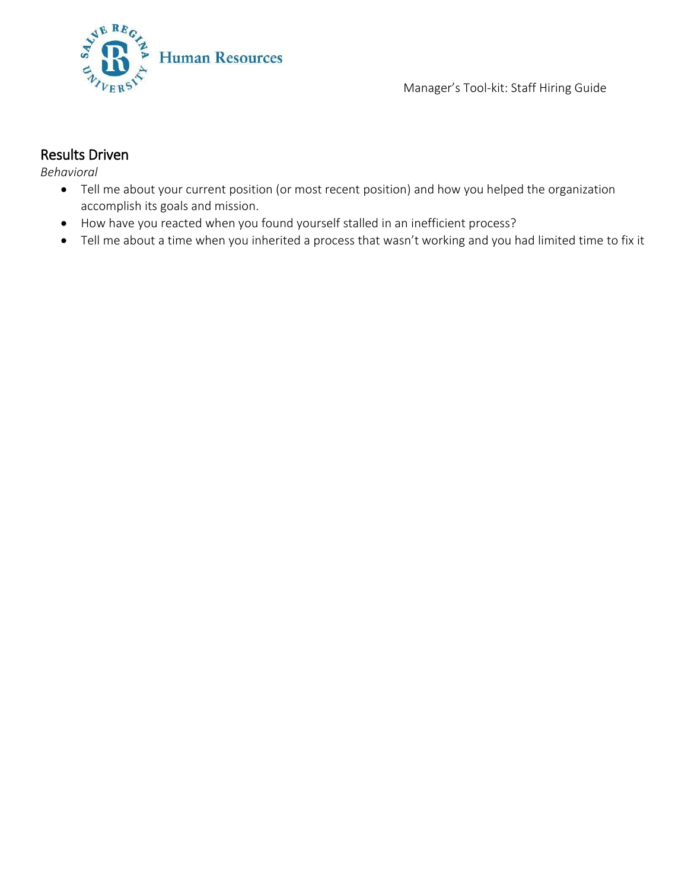## Results Driven

*Behavioral*

- Tell me about your current position (or most recent position) and how you helped the organization accomplish its goals and mission.
- How have you reacted when you found yourself stalled in an inefficient process?
- Tell me about a time when you inherited a process that wasn't working and you had limited time to fix it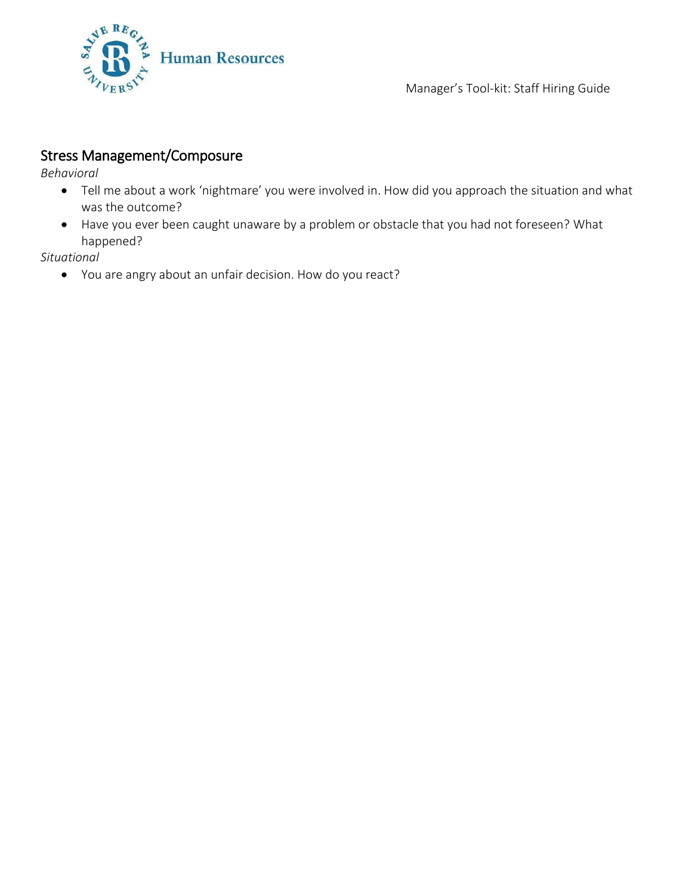## Stress Management/Composure

*Behavioral*

- Tell me about a work 'nightmare' you were involved in. How did you approach the situation and what was the outcome?
- Have you ever been caught unaware by a problem or obstacle that you had not foreseen? What happened?

*Situational*

- You are angry about an unfair decision. How do you react?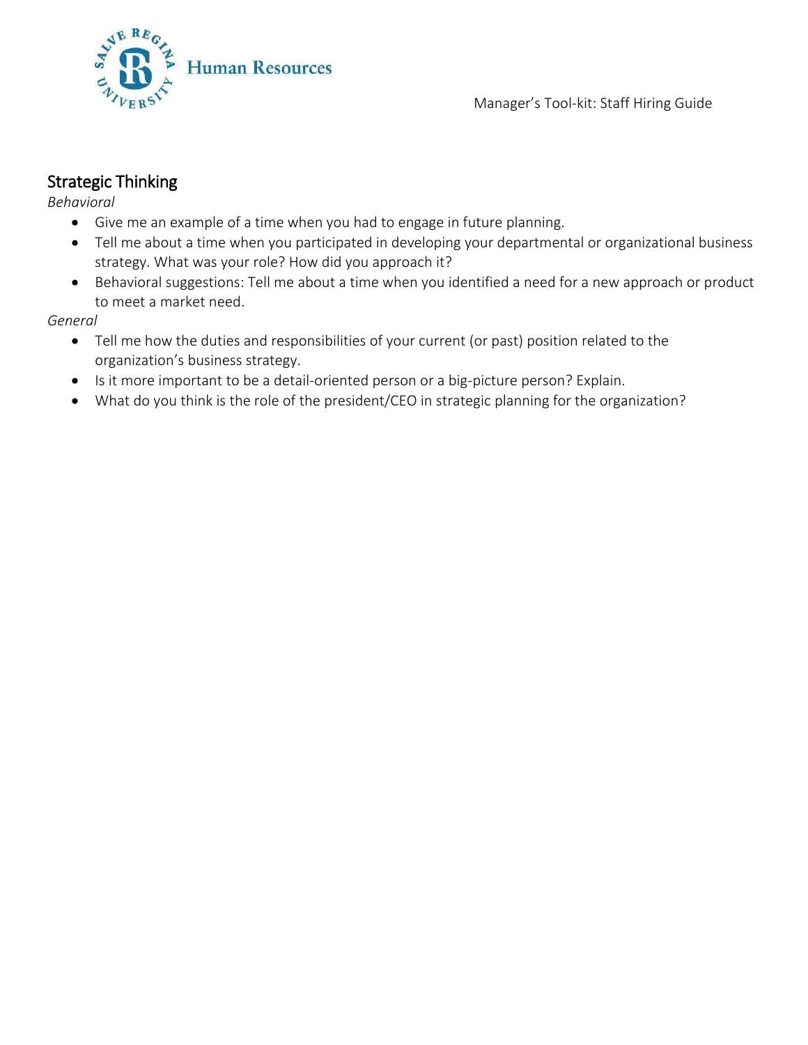## Strategic Thinking

*Behavioral*

- Give me an example of a time when you had to engage in future planning.
- Tell me about a time when you participated in developing your departmental or organizational business strategy. What was your role? How did you approach it?
- Behavioral suggestions: Tell me about a time when you identified a need for a new approach or product to meet a market need.

*General*

- Tell me how the duties and responsibilities of your current (or past) position related to the organization's business strategy.
- Is it more important to be a detail-oriented person or a big-picture person? Explain.
- What do you think is the role of the president/CEO in strategic planning for the organization?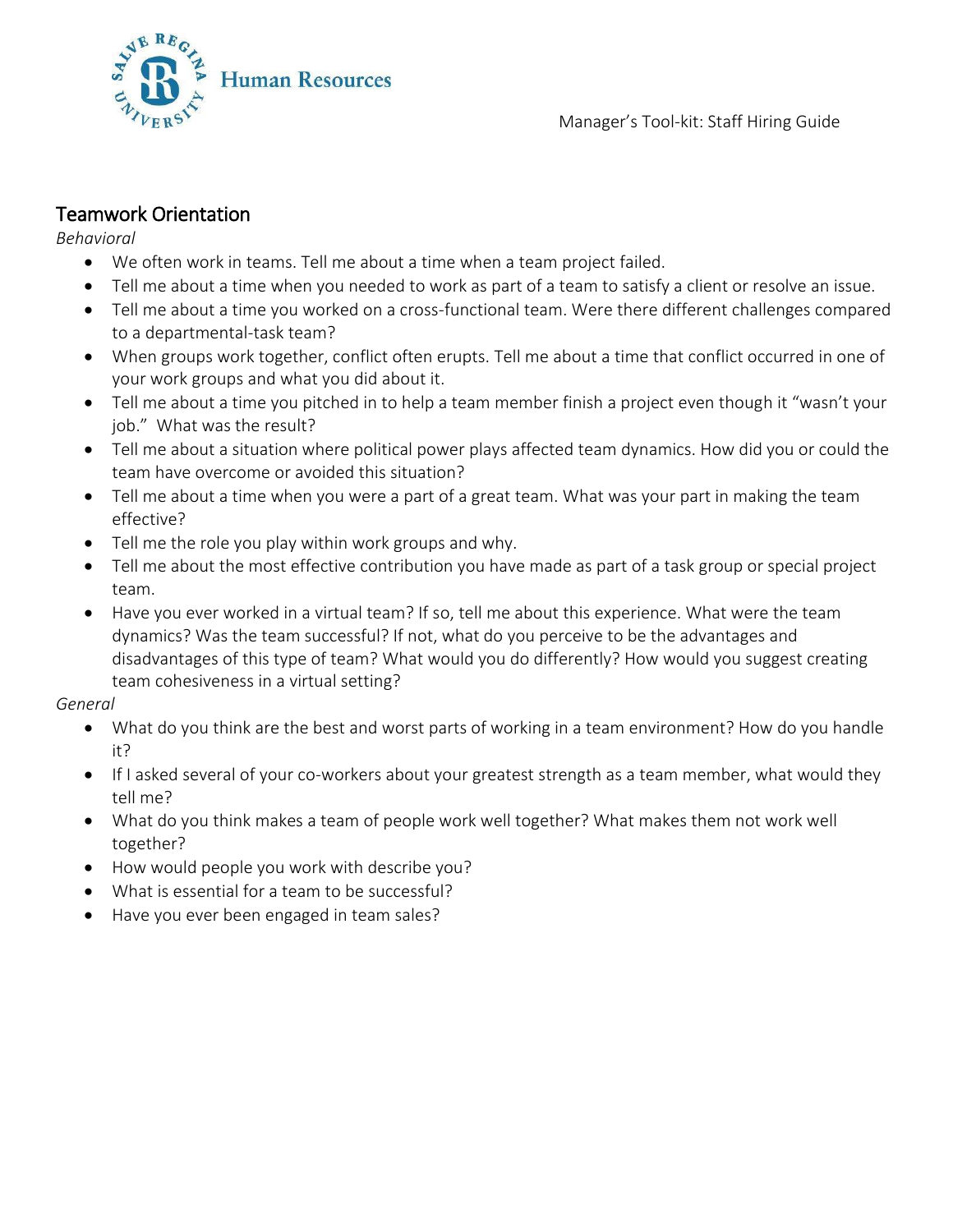## Teamwork Orientation

*Behavioral*

- We often work in teams. Tell me about a time when a team project failed.
- Tell me about a time when you needed to work as part of a team to satisfy a client or resolve an issue.
- Tell me about a time you worked on a cross-functional team. Were there different challenges compared to a departmental-task team?
- When groups work together, conflict often erupts. Tell me about a time that conflict occurred in one of your work groups and what you did about it.
- Tell me about a time you pitched in to help a team member finish a project even though it "wasn't your job." What was the result?
- Tell me about a situation where political power plays affected team dynamics. How did you or could the team have overcome or avoided this situation?
- Tell me about a time when you were a part of a great team. What was your part in making the team effective?
- Tell me the role you play within work groups and why.
- Tell me about the most effective contribution you have made as part of a task group or special project team.
- Have you ever worked in a virtual team? If so, tell me about this experience. What were the team dynamics? Was the team successful? If not, what do you perceive to be the advantages and disadvantages of this type of team? What would you do differently? How would you suggest creating team cohesiveness in a virtual setting?

*General*

- What do you think are the best and worst parts of working in a team environment? How do you handle it?
- If I asked several of your co-workers about your greatest strength as a team member, what would they tell me?
- What do you think makes a team of people work well together? What makes them not work well together?
- How would people you work with describe you?
- What is essential for a team to be successful?
- Have you ever been engaged in team sales?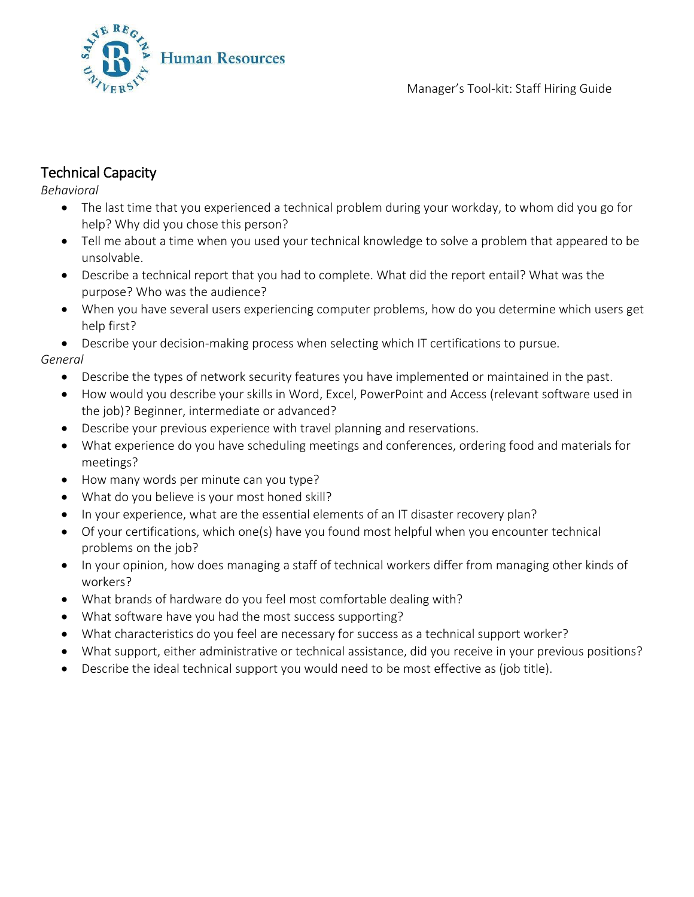## Technical Capacity

*Behavioral*

- The last time that you experienced a technical problem during your workday, to whom did you go for help? Why did you chose this person?
- Tell me about a time when you used your technical knowledge to solve a problem that appeared to be unsolvable.
- Describe a technical report that you had to complete. What did the report entail? What was the purpose? Who was the audience?
- When you have several users experiencing computer problems, how do you determine which users get help first?
- Describe your decision-making process when selecting which IT certifications to pursue.

*General*

- Describe the types of network security features you have implemented or maintained in the past.
- How would you describe your skills in Word, Excel, PowerPoint and Access (relevant software used in the job)? Beginner, intermediate or advanced?
- Describe your previous experience with travel planning and reservations.
- What experience do you have scheduling meetings and conferences, ordering food and materials for meetings?
- How many words per minute can you type?
- What do you believe is your most honed skill?
- In your experience, what are the essential elements of an IT disaster recovery plan?
- Of your certifications, which one(s) have you found most helpful when you encounter technical problems on the job?
- In your opinion, how does managing a staff of technical workers differ from managing other kinds of workers?
- What brands of hardware do you feel most comfortable dealing with?
- What software have you had the most success supporting?
- What characteristics do you feel are necessary for success as a technical support worker?
- What support, either administrative or technical assistance, did you receive in your previous positions?
- Describe the ideal technical support you would need to be most effective as (job title).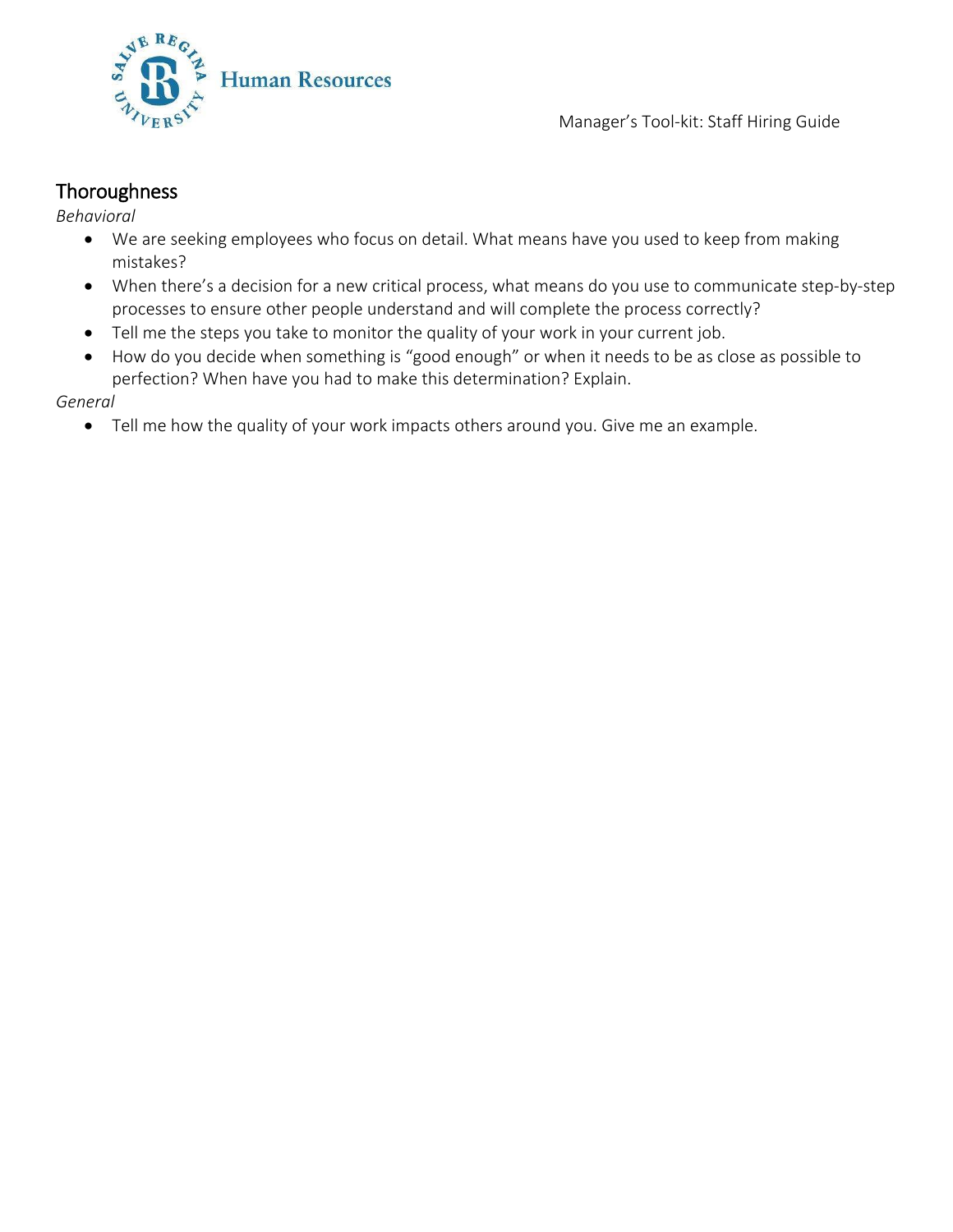## Thoroughness

*Behavioral*

- We are seeking employees who focus on detail. What means have you used to keep from making mistakes?
- When there's a decision for a new critical process, what means do you use to communicate step-by-step processes to ensure other people understand and will complete the process correctly?
- Tell me the steps you take to monitor the quality of your work in your current job.
- How do you decide when something is "good enough" or when it needs to be as close as possible to perfection? When have you had to make this determination? Explain.

*General*

- Tell me how the quality of your work impacts others around you. Give me an example.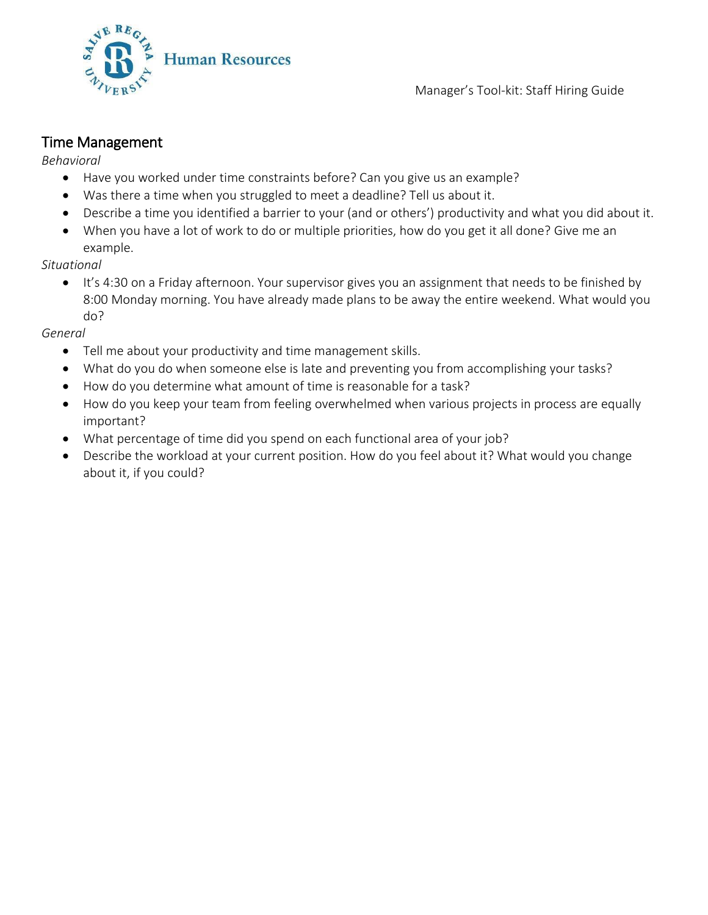## Time Management

*Behavioral*

- Have you worked under time constraints before? Can you give us an example?
- Was there a time when you struggled to meet a deadline? Tell us about it.
- Describe a time you identified a barrier to your (and or others') productivity and what you did about it.
- When you have a lot of work to do or multiple priorities, how do you get it all done? Give me an example.

*Situational*

- It's 4:30 on a Friday afternoon. Your supervisor gives you an assignment that needs to be finished by 8:00 Monday morning. You have already made plans to be away the entire weekend. What would you do?

*General*

- Tell me about your productivity and time management skills.
- What do you do when someone else is late and preventing you from accomplishing your tasks?
- How do you determine what amount of time is reasonable for a task?
- How do you keep your team from feeling overwhelmed when various projects in process are equally important?
- What percentage of time did you spend on each functional area of your job?
- Describe the workload at your current position. How do you feel about it? What would you change about it, if you could?